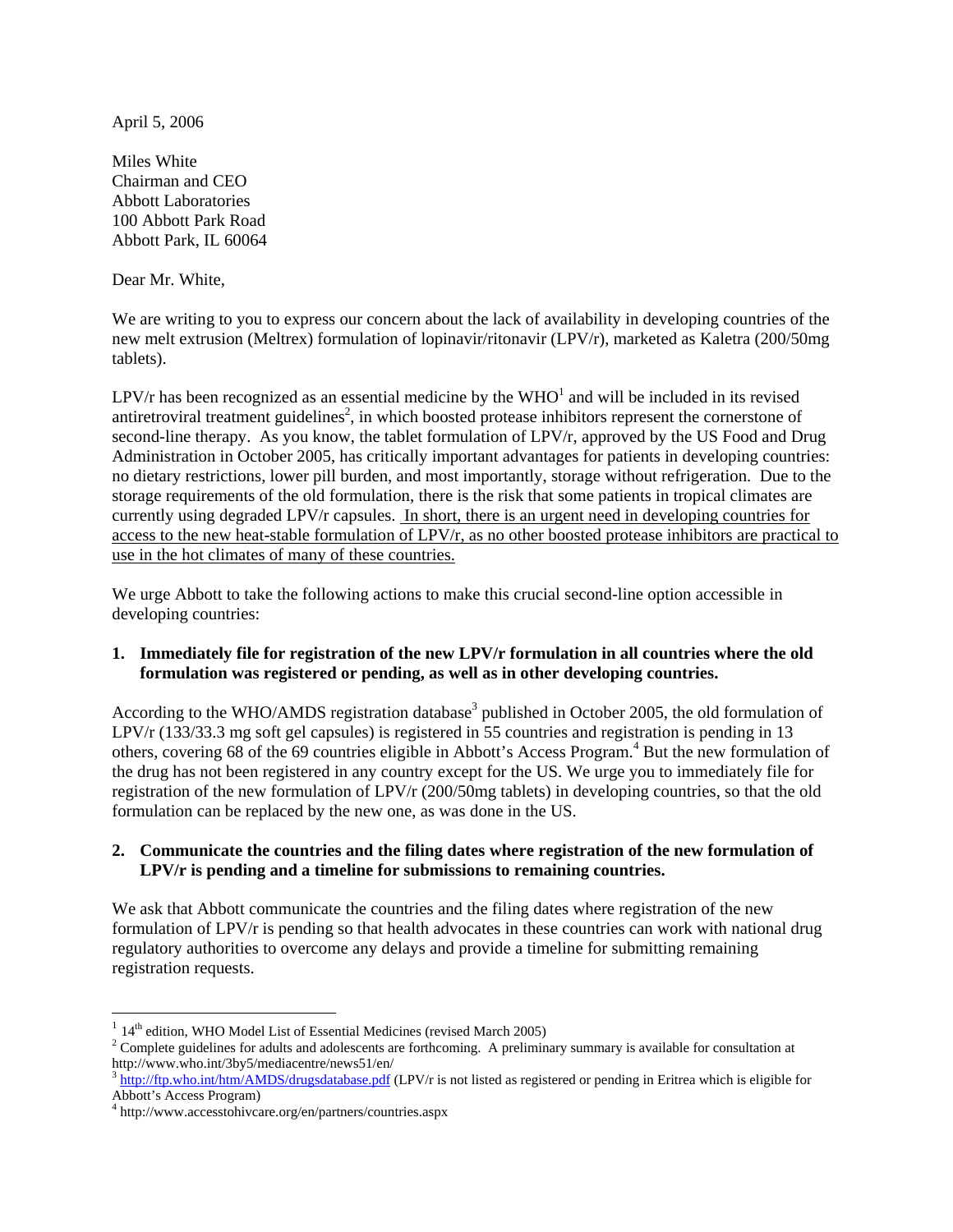April 5, 2006

Miles White  
Chairman and CEO  
Abbott Laboratories  
100 Abbott Park Road  
Abbott Park, IL 60064

Dear Mr. White,

We are writing to you to express our concern about the lack of availability in developing countries of the new melt extrusion (Meltrex) formulation of lopinavir/ritonavir (LPV/r), marketed as Kaletra (200/50mg tablets).

LPV/r has been recognized as an essential medicine by the WHO[1] and will be included in its revised antiretroviral treatment guidelines[2], in which boosted protease inhibitors represent the cornerstone of second-line therapy. As you know, the tablet formulation of LPV/r, approved by the US Food and Drug Administration in October 2005, has critically important advantages for patients in developing countries: no dietary restrictions, lower pill burden, and most importantly, storage without refrigeration. Due to the storage requirements of the old formulation, there is the risk that some patients in tropical climates are currently using degraded LPV/r capsules. <u>In short, there is an urgent need in developing countries for access to the new heat-stable formulation of LPV/r, as no other boosted protease inhibitors are practical to use in the hot climates of many of these countries.</u>

We urge Abbott to take the following actions to make this crucial second-line option accessible in developing countries:

**1. Immediately file for registration of the new LPV/r formulation in all countries where the old formulation was registered or pending, as well as in other developing countries.**

According to the WHO/AMDS registration database[3] published in October 2005, the old formulation of LPV/r (133/33.3 mg soft gel capsules) is registered in 55 countries and registration is pending in 13 others, covering 68 of the 69 countries eligible in Abbott's Access Program.[4] But the new formulation of the drug has not been registered in any country except for the US. We urge you to immediately file for registration of the new formulation of LPV/r (200/50mg tablets) in developing countries, so that the old formulation can be replaced by the new one, as was done in the US.

**2. Communicate the countries and the filing dates where registration of the new formulation of LPV/r is pending and a timeline for submissions to remaining countries.**

We ask that Abbott communicate the countries and the filing dates where registration of the new formulation of LPV/r is pending so that health advocates in these countries can work with national drug regulatory authorities to overcome any delays and provide a timeline for submitting remaining registration requests.

---

[1] 14th edition, WHO Model List of Essential Medicines (revised March 2005)

[2] Complete guidelines for adults and adolescents are forthcoming. A preliminary summary is available for consultation at http://www.who.int/3by5/mediacentre/news51/en/

[3] http://ftp.who.int/htm/AMDS/drugsdatabase.pdf (LPV/r is not listed as registered or pending in Eritrea which is eligible for Abbott's Access Program)

[4] http://www.accesstohivcare.org/en/partners/countries.aspx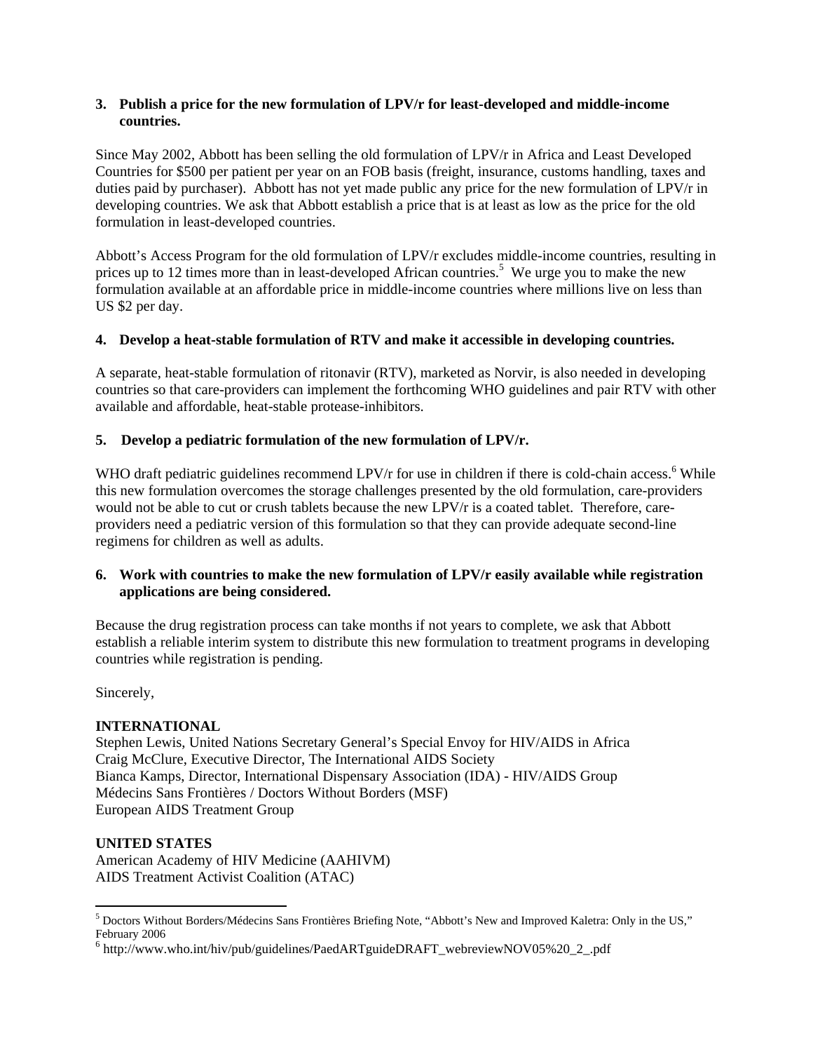**3. Publish a price for the new formulation of LPV/r for least-developed and middle-income countries.**

Since May 2002, Abbott has been selling the old formulation of LPV/r in Africa and Least Developed Countries for $500 per patient per year on an FOB basis (freight, insurance, customs handling, taxes and duties paid by purchaser). Abbott has not yet made public any price for the new formulation of LPV/r in developing countries. We ask that Abbott establish a price that is at least as low as the price for the old formulation in least-developed countries.

Abbott's Access Program for the old formulation of LPV/r excludes middle-income countries, resulting in prices up to 12 times more than in least-developed African countries.[5] We urge you to make the new formulation available at an affordable price in middle-income countries where millions live on less than US $2 per day.

**4. Develop a heat-stable formulation of RTV and make it accessible in developing countries.**

A separate, heat-stable formulation of ritonavir (RTV), marketed as Norvir, is also needed in developing countries so that care-providers can implement the forthcoming WHO guidelines and pair RTV with other available and affordable, heat-stable protease-inhibitors.

**5. Develop a pediatric formulation of the new formulation of LPV/r.**

WHO draft pediatric guidelines recommend LPV/r for use in children if there is cold-chain access.[6] While this new formulation overcomes the storage challenges presented by the old formulation, care-providers would not be able to cut or crush tablets because the new LPV/r is a coated tablet. Therefore, care-providers need a pediatric version of this formulation so that they can provide adequate second-line regimens for children as well as adults.

**6. Work with countries to make the new formulation of LPV/r easily available while registration applications are being considered.**

Because the drug registration process can take months if not years to complete, we ask that Abbott establish a reliable interim system to distribute this new formulation to treatment programs in developing countries while registration is pending.

Sincerely,

**INTERNATIONAL**
Stephen Lewis, United Nations Secretary General's Special Envoy for HIV/AIDS in Africa
Craig McClure, Executive Director, The International AIDS Society
Bianca Kamps, Director, International Dispensary Association (IDA) - HIV/AIDS Group
Médecins Sans Frontières / Doctors Without Borders (MSF)
European AIDS Treatment Group

**UNITED STATES**
American Academy of HIV Medicine (AAHIVM)
AIDS Treatment Activist Coalition (ATAC)

---

[5] Doctors Without Borders/Médecins Sans Frontières Briefing Note, "Abbott's New and Improved Kaletra: Only in the US," February 2006

[6] http://www.who.int/hiv/pub/guidelines/PaedARTguideDRAFT_webreviewNOV05%20_2_.pdf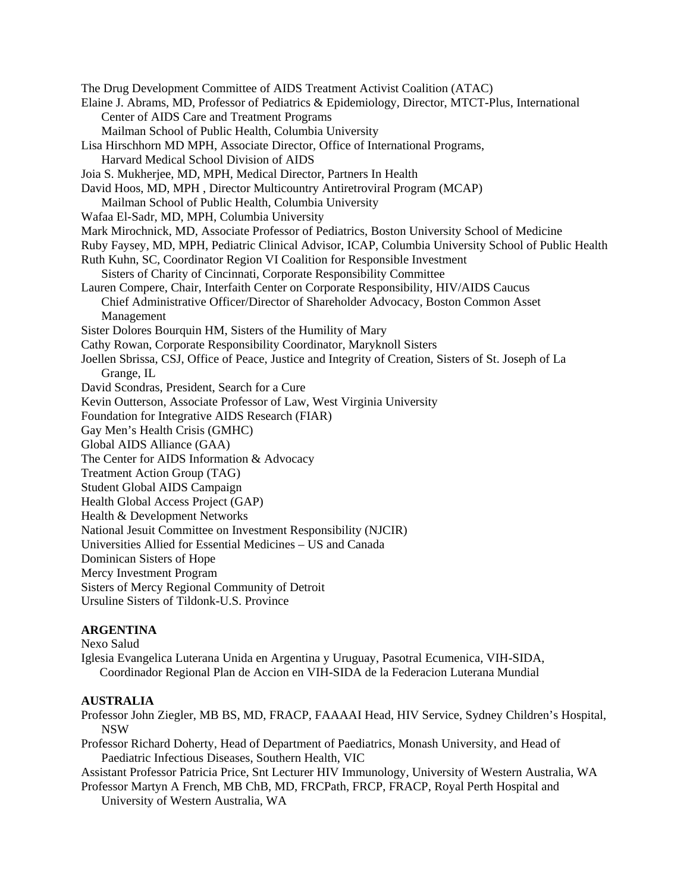The Drug Development Committee of AIDS Treatment Activist Coalition (ATAC)
Elaine J. Abrams, MD, Professor of Pediatrics & Epidemiology, Director, MTCT-Plus, International Center of AIDS Care and Treatment Programs
Mailman School of Public Health, Columbia University
Lisa Hirschhorn MD MPH, Associate Director, Office of International Programs, Harvard Medical School Division of AIDS
Joia S. Mukherjee, MD, MPH, Medical Director, Partners In Health
David Hoos, MD, MPH , Director Multicountry Antiretroviral Program (MCAP)
Mailman School of Public Health, Columbia University
Wafaa El-Sadr, MD, MPH, Columbia University
Mark Mirochnick, MD, Associate Professor of Pediatrics, Boston University School of Medicine
Ruby Faysey, MD, MPH, Pediatric Clinical Advisor, ICAP, Columbia University School of Public Health
Ruth Kuhn, SC, Coordinator Region VI Coalition for Responsible Investment
Sisters of Charity of Cincinnati, Corporate Responsibility Committee
Lauren Compere, Chair, Interfaith Center on Corporate Responsibility, HIV/AIDS Caucus
Chief Administrative Officer/Director of Shareholder Advocacy, Boston Common Asset Management
Sister Dolores Bourquin HM, Sisters of the Humility of Mary
Cathy Rowan, Corporate Responsibility Coordinator, Maryknoll Sisters
Joellen Sbrissa, CSJ, Office of Peace, Justice and Integrity of Creation, Sisters of St. Joseph of La Grange, IL
David Scondras, President, Search for a Cure
Kevin Outterson, Associate Professor of Law, West Virginia University
Foundation for Integrative AIDS Research (FIAR)
Gay Men's Health Crisis (GMHC)
Global AIDS Alliance (GAA)
The Center for AIDS Information & Advocacy
Treatment Action Group (TAG)
Student Global AIDS Campaign
Health Global Access Project (GAP)
Health & Development Networks
National Jesuit Committee on Investment Responsibility (NJCIR)
Universities Allied for Essential Medicines – US and Canada
Dominican Sisters of Hope
Mercy Investment Program
Sisters of Mercy Regional Community of Detroit
Ursuline Sisters of Tildonk-U.S. Province

**ARGENTINA**

Nexo Salud
Iglesia Evangelica Luterana Unida en Argentina y Uruguay, Pasotral Ecumenica, VIH-SIDA, Coordinador Regional Plan de Accion en VIH-SIDA de la Federacion Luterana Mundial

**AUSTRALIA**

Professor John Ziegler, MB BS, MD, FRACP, FAAAAI Head, HIV Service, Sydney Children's Hospital, NSW
Professor Richard Doherty, Head of Department of Paediatrics, Monash University, and Head of Paediatric Infectious Diseases, Southern Health, VIC
Assistant Professor Patricia Price, Snt Lecturer HIV Immunology, University of Western Australia, WA
Professor Martyn A French, MB ChB, MD, FRCPath, FRCP, FRACP, Royal Perth Hospital and University of Western Australia, WA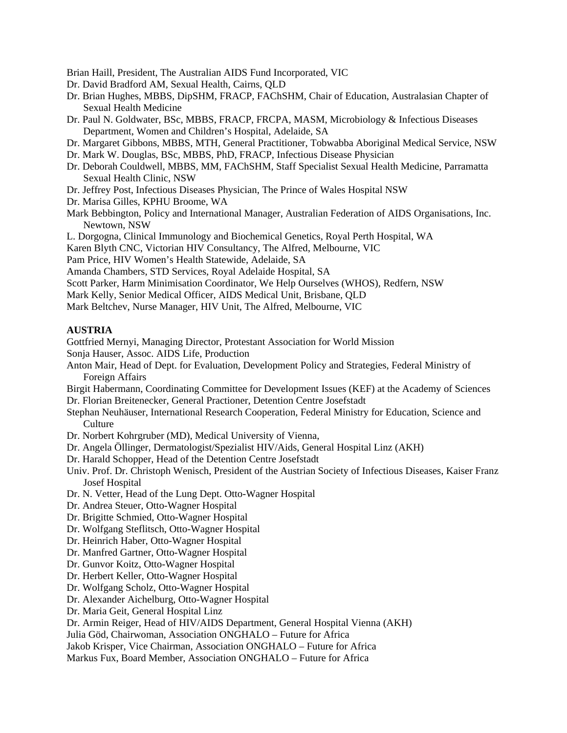Brian Haill, President, The Australian AIDS Fund Incorporated, VIC
Dr. David Bradford AM, Sexual Health, Cairns, QLD
Dr. Brian Hughes, MBBS, DipSHM, FRACP, FAChSHM, Chair of Education, Australasian Chapter of Sexual Health Medicine
Dr. Paul N. Goldwater, BSc, MBBS, FRACP, FRCPA, MASM, Microbiology & Infectious Diseases Department, Women and Children's Hospital, Adelaide, SA
Dr. Margaret Gibbons, MBBS, MTH, General Practitioner, Tobwabba Aboriginal Medical Service, NSW
Dr. Mark W. Douglas, BSc, MBBS, PhD, FRACP, Infectious Disease Physician
Dr. Deborah Couldwell, MBBS, MM, FAChSHM, Staff Specialist Sexual Health Medicine, Parramatta Sexual Health Clinic, NSW
Dr. Jeffrey Post, Infectious Diseases Physician, The Prince of Wales Hospital NSW
Dr. Marisa Gilles, KPHU Broome, WA
Mark Bebbington, Policy and International Manager, Australian Federation of AIDS Organisations, Inc. Newtown, NSW
L. Dorgogna, Clinical Immunology and Biochemical Genetics, Royal Perth Hospital, WA
Karen Blyth CNC, Victorian HIV Consultancy, The Alfred, Melbourne, VIC
Pam Price, HIV Women's Health Statewide, Adelaide, SA
Amanda Chambers, STD Services, Royal Adelaide Hospital, SA
Scott Parker, Harm Minimisation Coordinator, We Help Ourselves (WHOS), Redfern, NSW
Mark Kelly, Senior Medical Officer, AIDS Medical Unit, Brisbane, QLD
Mark Beltchev, Nurse Manager, HIV Unit, The Alfred, Melbourne, VIC

**AUSTRIA**

Gottfried Mernyi, Managing Director, Protestant Association for World Mission
Sonja Hauser, Assoc. AIDS Life, Production
Anton Mair, Head of Dept. for Evaluation, Development Policy and Strategies, Federal Ministry of Foreign Affairs
Birgit Habermann, Coordinating Committee for Development Issues (KEF) at the Academy of Sciences
Dr. Florian Breitenecker, General Practioner, Detention Centre Josefstadt
Stephan Neuhäuser, International Research Cooperation, Federal Ministry for Education, Science and Culture
Dr. Norbert Kohrgruber (MD), Medical University of Vienna,
Dr. Angela Öllinger, Dermatologist/Spezialist HIV/Aids, General Hospital Linz (AKH)
Dr. Harald Schopper, Head of the Detention Centre Josefstadt
Univ. Prof. Dr. Christoph Wenisch, President of the Austrian Society of Infectious Diseases, Kaiser Franz Josef Hospital
Dr. N. Vetter, Head of the Lung Dept. Otto-Wagner Hospital
Dr. Andrea Steuer, Otto-Wagner Hospital
Dr. Brigitte Schmied, Otto-Wagner Hospital
Dr. Wolfgang Steflitsch, Otto-Wagner Hospital
Dr. Heinrich Haber, Otto-Wagner Hospital
Dr. Manfred Gartner, Otto-Wagner Hospital
Dr. Gunvor Koitz, Otto-Wagner Hospital
Dr. Herbert Keller, Otto-Wagner Hospital
Dr. Wolfgang Scholz, Otto-Wagner Hospital
Dr. Alexander Aichelburg, Otto-Wagner Hospital
Dr. Maria Geit, General Hospital Linz
Dr. Armin Reiger, Head of HIV/AIDS Department, General Hospital Vienna (AKH)
Julia Göd, Chairwoman, Association ONGHALO – Future for Africa
Jakob Krisper, Vice Chairman, Association ONGHALO – Future for Africa
Markus Fux, Board Member, Association ONGHALO – Future for Africa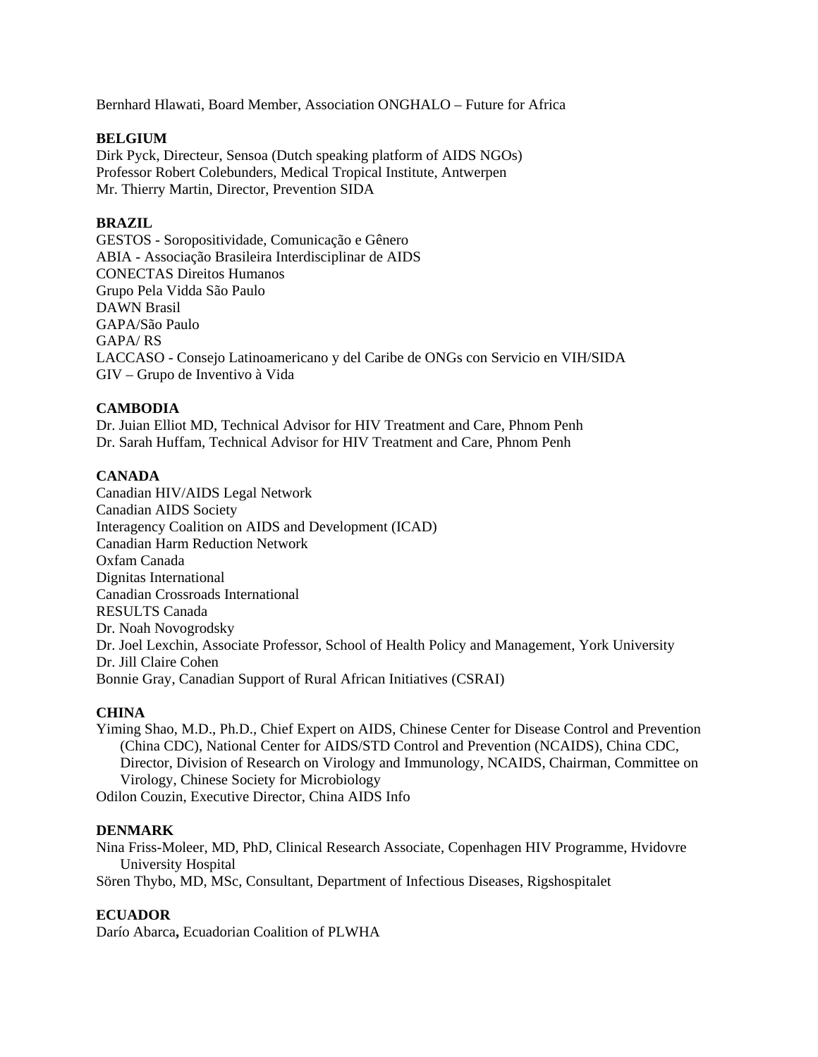Bernhard Hlawati, Board Member, Association ONGHALO – Future for Africa

**BELGIUM**

Dirk Pyck, Directeur, Sensoa (Dutch speaking platform of AIDS NGOs)
Professor Robert Colebunders, Medical Tropical Institute, Antwerpen
Mr. Thierry Martin, Director, Prevention SIDA

**BRAZIL**

GESTOS - Soropositividade, Comunicação e Gênero
ABIA - Associação Brasileira Interdisciplinar de AIDS
CONECTAS Direitos Humanos
Grupo Pela Vidda São Paulo
DAWN Brasil
GAPA/São Paulo
GAPA/ RS
LACCASO - Consejo Latinoamericano y del Caribe de ONGs con Servicio en VIH/SIDA
GIV – Grupo de Inventivo à Vida

**CAMBODIA**

Dr. Juian Elliot MD, Technical Advisor for HIV Treatment and Care, Phnom Penh
Dr. Sarah Huffam, Technical Advisor for HIV Treatment and Care, Phnom Penh

**CANADA**

Canadian HIV/AIDS Legal Network
Canadian AIDS Society
Interagency Coalition on AIDS and Development (ICAD)
Canadian Harm Reduction Network
Oxfam Canada
Dignitas International
Canadian Crossroads International
RESULTS Canada
Dr. Noah Novogrodsky
Dr. Joel Lexchin, Associate Professor, School of Health Policy and Management, York University
Dr. Jill Claire Cohen
Bonnie Gray, Canadian Support of Rural African Initiatives (CSRAI)

**CHINA**

Yiming Shao, M.D., Ph.D., Chief Expert on AIDS, Chinese Center for Disease Control and Prevention (China CDC), National Center for AIDS/STD Control and Prevention (NCAIDS), China CDC, Director, Division of Research on Virology and Immunology, NCAIDS, Chairman, Committee on Virology, Chinese Society for Microbiology
Odilon Couzin, Executive Director, China AIDS Info

**DENMARK**

Nina Friss-Moleer, MD, PhD, Clinical Research Associate, Copenhagen HIV Programme, Hvidovre University Hospital
Sören Thybo, MD, MSc, Consultant, Department of Infectious Diseases, Rigshospitalet

**ECUADOR**

Darío Abarca**,** Ecuadorian Coalition of PLWHA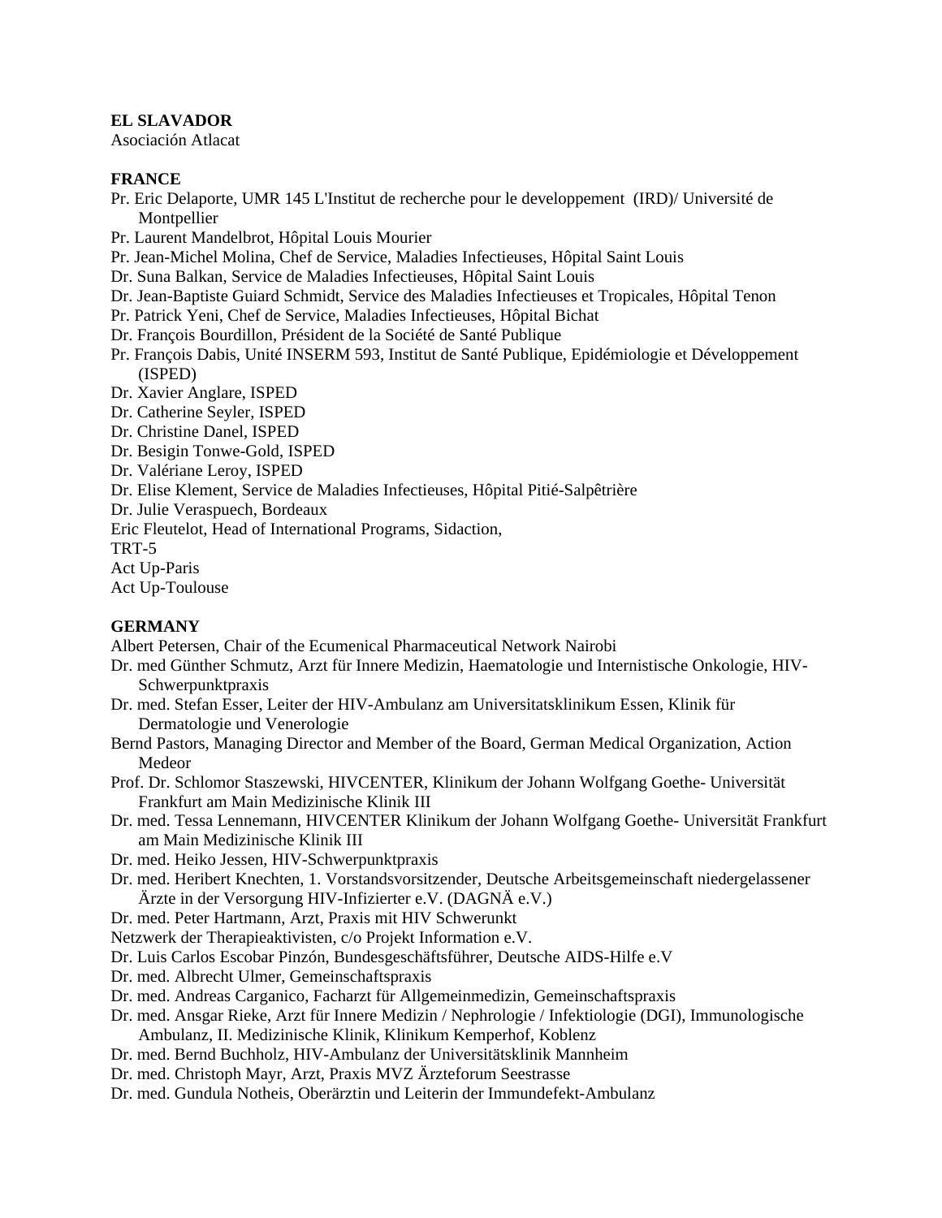**EL SLAVADOR**
Asociación Atlacat

**FRANCE**
Pr. Eric Delaporte, UMR 145 L'Institut de recherche pour le developpement (IRD)/ Université de Montpellier
Pr. Laurent Mandelbrot, Hôpital Louis Mourier
Pr. Jean-Michel Molina, Chef de Service, Maladies Infectieuses, Hôpital Saint Louis
Dr. Suna Balkan, Service de Maladies Infectieuses, Hôpital Saint Louis
Dr. Jean-Baptiste Guiard Schmidt, Service des Maladies Infectieuses et Tropicales, Hôpital Tenon
Pr. Patrick Yeni, Chef de Service, Maladies Infectieuses, Hôpital Bichat
Dr. François Bourdillon, Président de la Société de Santé Publique
Pr. François Dabis, Unité INSERM 593, Institut de Santé Publique, Epidémiologie et Développement (ISPED)
Dr. Xavier Anglare, ISPED
Dr. Catherine Seyler, ISPED
Dr. Christine Danel, ISPED
Dr. Besigin Tonwe-Gold, ISPED
Dr. Valériane Leroy, ISPED
Dr. Elise Klement, Service de Maladies Infectieuses, Hôpital Pitié-Salpêtrière
Dr. Julie Veraspuech, Bordeaux
Eric Fleutelot, Head of International Programs, Sidaction,
TRT-5
Act Up-Paris
Act Up-Toulouse

**GERMANY**
Albert Petersen, Chair of the Ecumenical Pharmaceutical Network Nairobi
Dr. med Günther Schmutz, Arzt für Innere Medizin, Haematologie und Internistische Onkologie, HIV-Schwerpunktpraxis
Dr. med. Stefan Esser, Leiter der HIV-Ambulanz am Universitatsklinikum Essen, Klinik für Dermatologie und Venerologie
Bernd Pastors, Managing Director and Member of the Board, German Medical Organization, Action Medeor
Prof. Dr. Schlomor Staszewski, HIVCENTER, Klinikum der Johann Wolfgang Goethe- Universität Frankfurt am Main Medizinische Klinik III
Dr. med. Tessa Lennemann, HIVCENTER Klinikum der Johann Wolfgang Goethe- Universität Frankfurt am Main Medizinische Klinik III
Dr. med. Heiko Jessen, HIV-Schwerpunktpraxis
Dr. med. Heribert Knechten, 1. Vorstandsvorsitzender, Deutsche Arbeitsgemeinschaft niedergelassener Ärzte in der Versorgung HIV-Infizierter e.V. (DAGNÄ e.V.)
Dr. med. Peter Hartmann, Arzt, Praxis mit HIV Schwerunkt
Netzwerk der Therapieaktivisten, c/o Projekt Information e.V.
Dr. Luis Carlos Escobar Pinzón, Bundesgeschäftsführer, Deutsche AIDS-Hilfe e.V
Dr. med. Albrecht Ulmer, Gemeinschaftspraxis
Dr. med. Andreas Carganico, Facharzt für Allgemeinmedizin, Gemeinschaftspraxis
Dr. med. Ansgar Rieke, Arzt für Innere Medizin / Nephrologie / Infektiologie (DGI), Immunologische Ambulanz, II. Medizinische Klinik, Klinikum Kemperhof, Koblenz
Dr. med. Bernd Buchholz, HIV-Ambulanz der Universitätsklinik Mannheim
Dr. med. Christoph Mayr, Arzt, Praxis MVZ Ärzteforum Seestrasse
Dr. med. Gundula Notheis, Oberärztin und Leiterin der Immundefekt-Ambulanz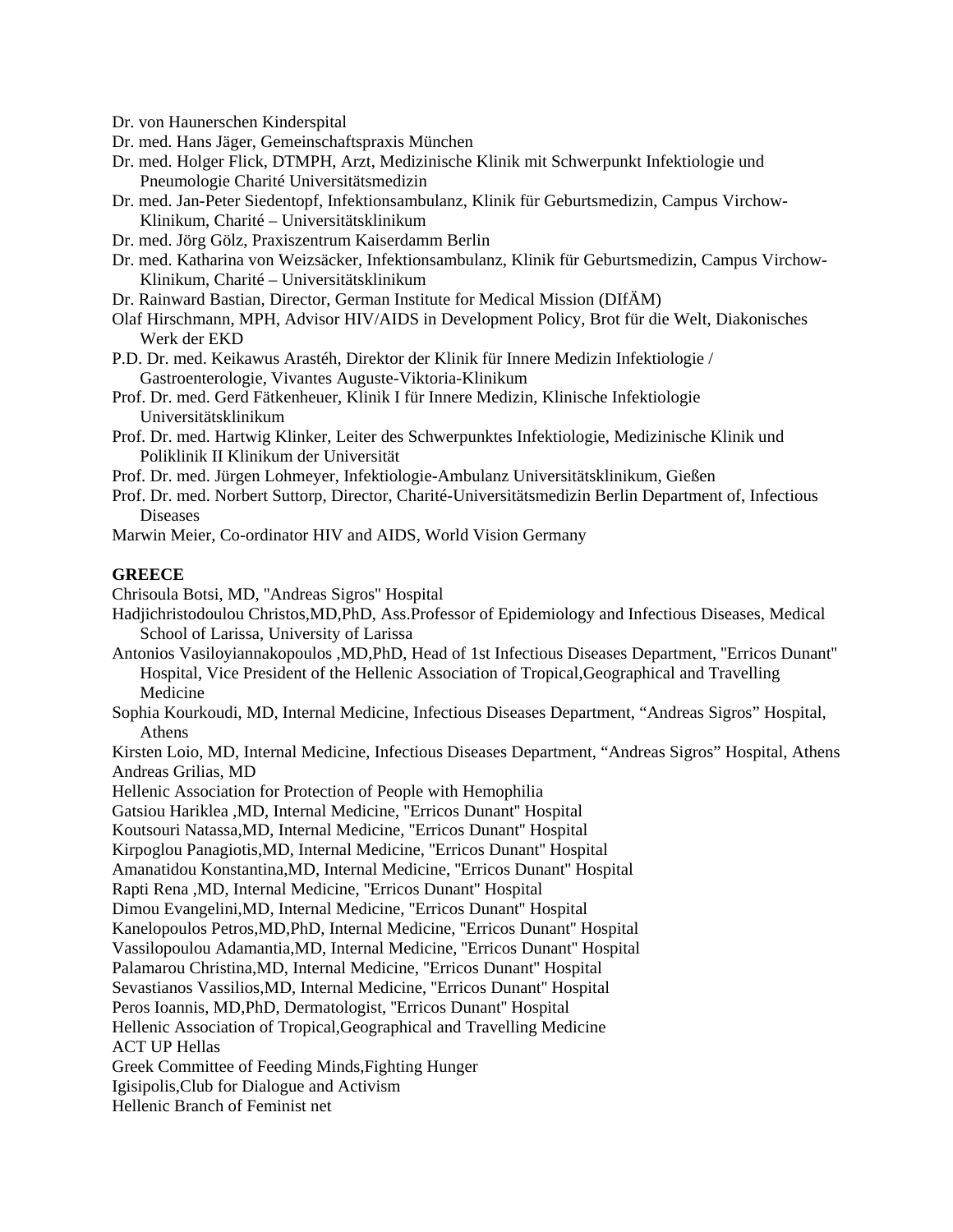Dr. von Haunerschen Kinderspital

Dr. med. Hans Jäger, Gemeinschaftspraxis München

Dr. med. Holger Flick, DTMPH, Arzt, Medizinische Klinik mit Schwerpunkt Infektiologie und Pneumologie Charité Universitätsmedizin

Dr. med. Jan-Peter Siedentopf, Infektionsambulanz, Klinik für Geburtsmedizin, Campus Virchow-Klinikum, Charité – Universitätsklinikum

Dr. med. Jörg Gölz, Praxiszentrum Kaiserdamm Berlin

Dr. med. Katharina von Weizsäcker, Infektionsambulanz, Klinik für Geburtsmedizin, Campus Virchow-Klinikum, Charité – Universitätsklinikum

Dr. Rainward Bastian, Director, German Institute for Medical Mission (DIfÄM)

Olaf Hirschmann, MPH, Advisor HIV/AIDS in Development Policy, Brot für die Welt, Diakonisches Werk der EKD

P.D. Dr. med. Keikawus Arastéh, Direktor der Klinik für Innere Medizin Infektiologie / Gastroenterologie, Vivantes Auguste-Viktoria-Klinikum

Prof. Dr. med. Gerd Fätkenheuer, Klinik I für Innere Medizin, Klinische Infektiologie Universitätsklinikum

Prof. Dr. med. Hartwig Klinker, Leiter des Schwerpunktes Infektiologie, Medizinische Klinik und Poliklinik II Klinikum der Universität

Prof. Dr. med. Jürgen Lohmeyer, Infektiologie-Ambulanz Universitätsklinikum, Gießen

Prof. Dr. med. Norbert Suttorp, Director, Charité-Universitätsmedizin Berlin Department of, Infectious Diseases

Marwin Meier, Co-ordinator HIV and AIDS, World Vision Germany

**GREECE**

Chrisoula Botsi, MD, "Andreas Sigros" Hospital

Hadjichristodoulou Christos,MD,PhD, Ass.Professor of Epidemiology and Infectious Diseases, Medical School of Larissa, University of Larissa

Antonios Vasiloyiannakopoulos ,MD,PhD, Head of 1st Infectious Diseases Department, "Erricos Dunant" Hospital, Vice President of the Hellenic Association of Tropical,Geographical and Travelling Medicine

Sophia Kourkoudi, MD, Internal Medicine, Infectious Diseases Department, "Andreas Sigros" Hospital, Athens

Kirsten Loio, MD, Internal Medicine, Infectious Diseases Department, "Andreas Sigros" Hospital, Athens

Andreas Grilias, MD

Hellenic Association for Protection of People with Hemophilia

Gatsiou Hariklea ,MD, Internal Medicine, "Erricos Dunant" Hospital

Koutsouri Natassa,MD, Internal Medicine, "Erricos Dunant" Hospital

Kirpoglou Panagiotis,MD, Internal Medicine, "Erricos Dunant" Hospital

Amanatidou Konstantina,MD, Internal Medicine, "Erricos Dunant" Hospital

Rapti Rena ,MD, Internal Medicine, "Erricos Dunant" Hospital

Dimou Evangelini,MD, Internal Medicine, "Erricos Dunant" Hospital

Kanelopoulos Petros,MD,PhD, Internal Medicine, "Erricos Dunant" Hospital

Vassilopoulou Adamantia,MD, Internal Medicine, "Erricos Dunant" Hospital

Palamarou Christina,MD, Internal Medicine, "Erricos Dunant" Hospital

Sevastianos Vassilios,MD, Internal Medicine, "Erricos Dunant" Hospital

Peros Ioannis, MD,PhD, Dermatologist, "Erricos Dunant" Hospital

Hellenic Association of Tropical,Geographical and Travelling Medicine

ACT UP Hellas

Greek Committee of Feeding Minds,Fighting Hunger

Igisipolis,Club for Dialogue and Activism

Hellenic Branch of Feminist net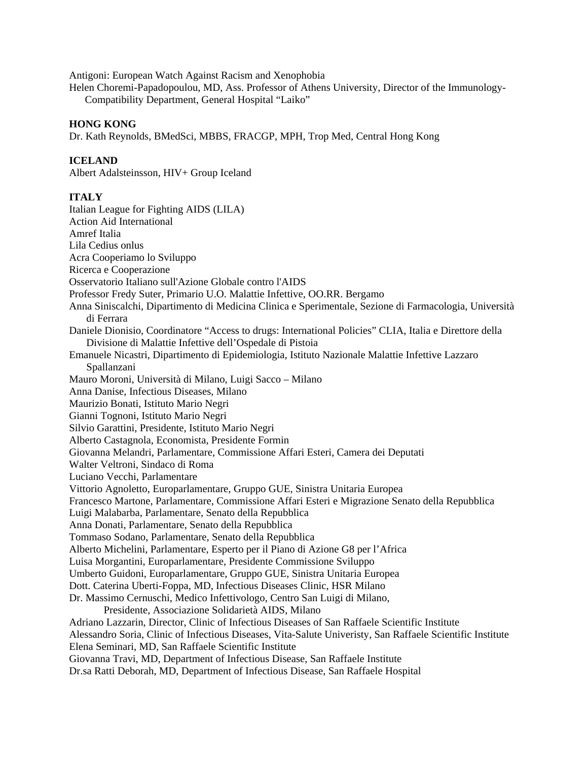Antigoni: European Watch Against Racism and Xenophobia

Helen Choremi-Papadopoulou, MD, Ass. Professor of Athens University, Director of the Immunology-Compatibility Department, General Hospital "Laiko"

**HONG KONG**

Dr. Kath Reynolds, BMedSci, MBBS, FRACGP, MPH, Trop Med, Central Hong Kong

**ICELAND**

Albert Adalsteinsson, HIV+ Group Iceland

**ITALY**

Italian League for Fighting AIDS (LILA)

Action Aid International

Amref Italia

Lila Cedius onlus

Acra Cooperiamo lo Sviluppo

Ricerca e Cooperazione

Osservatorio Italiano sull'Azione Globale contro l'AIDS

Professor Fredy Suter, Primario U.O. Malattie Infettive, OO.RR. Bergamo

Anna Siniscalchi, Dipartimento di Medicina Clinica e Sperimentale, Sezione di Farmacologia, Università di Ferrara

Daniele Dionisio, Coordinatore "Access to drugs: International Policies" CLIA, Italia e Direttore della Divisione di Malattie Infettive dell'Ospedale di Pistoia

Emanuele Nicastri, Dipartimento di Epidemiologia, Istituto Nazionale Malattie Infettive Lazzaro Spallanzani

Mauro Moroni, Università di Milano, Luigi Sacco – Milano

Anna Danise, Infectious Diseases, Milano

Maurizio Bonati, Istituto Mario Negri

Gianni Tognoni, Istituto Mario Negri

Silvio Garattini, Presidente, Istituto Mario Negri

Alberto Castagnola, Economista, Presidente Formin

Giovanna Melandri, Parlamentare, Commissione Affari Esteri, Camera dei Deputati

Walter Veltroni, Sindaco di Roma

Luciano Vecchi, Parlamentare

Vittorio Agnoletto, Europarlamentare, Gruppo GUE, Sinistra Unitaria Europea

Francesco Martone, Parlamentare, Commissione Affari Esteri e Migrazione Senato della Repubblica

Luigi Malabarba, Parlamentare, Senato della Repubblica

Anna Donati, Parlamentare, Senato della Repubblica

Tommaso Sodano, Parlamentare, Senato della Repubblica

Alberto Michelini, Parlamentare, Esperto per il Piano di Azione G8 per l'Africa

Luisa Morgantini, Europarlamentare, Presidente Commissione Sviluppo

Umberto Guidoni, Europarlamentare, Gruppo GUE, Sinistra Unitaria Europea

Dott. Caterina Uberti-Foppa, MD, Infectious Diseases Clinic, HSR Milano

Dr. Massimo Cernuschi, Medico Infettivologo, Centro San Luigi di Milano, Presidente, Associazione Solidarietà AIDS, Milano

Adriano Lazzarin, Director, Clinic of Infectious Diseases of San Raffaele Scientific Institute

Alessandro Soria, Clinic of Infectious Diseases, Vita-Salute Univeristy, San Raffaele Scientific Institute

Elena Seminari, MD, San Raffaele Scientific Institute

Giovanna Travi, MD, Department of Infectious Disease, San Raffaele Institute

Dr.sa Ratti Deborah, MD, Department of Infectious Disease, San Raffaele Hospital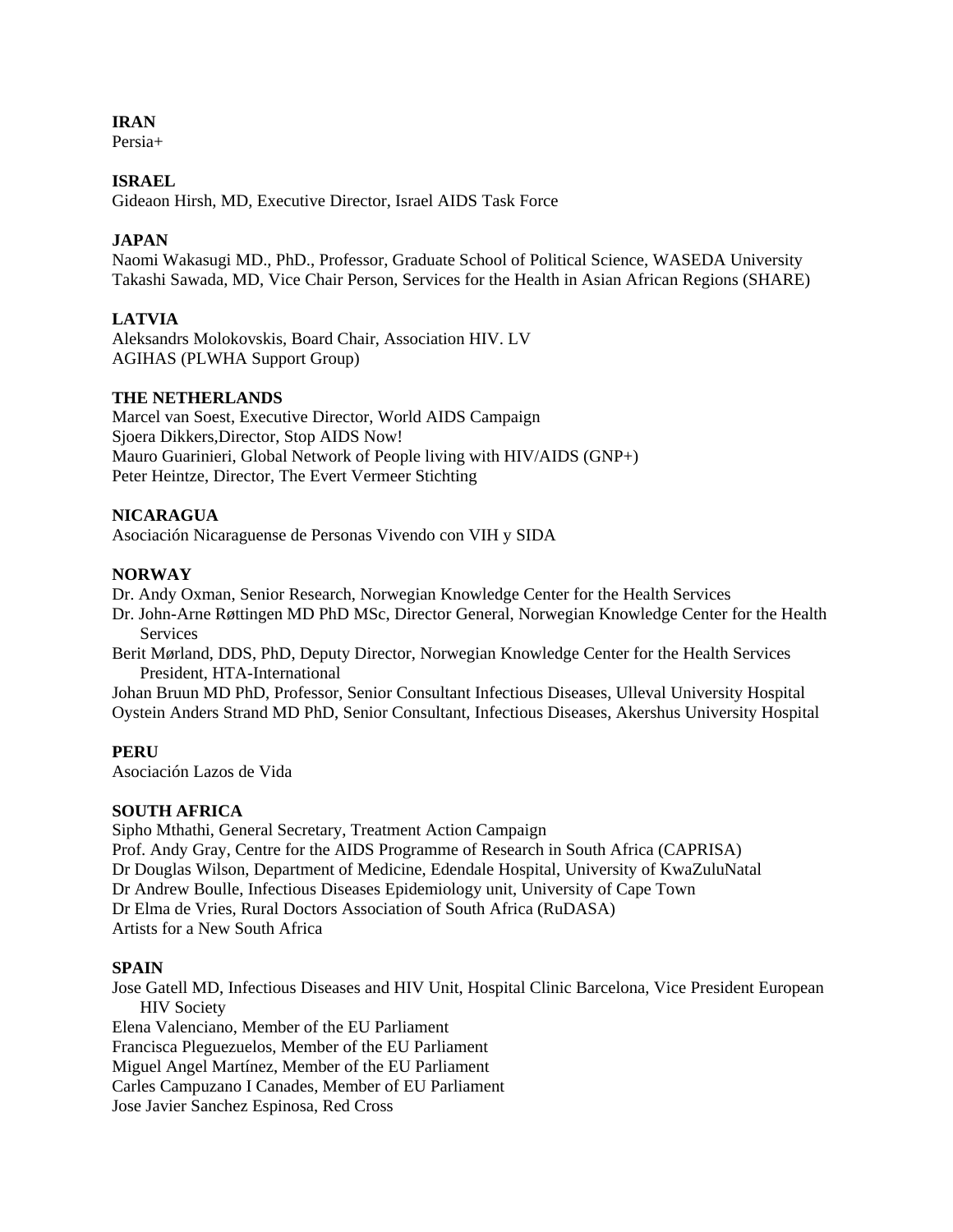**IRAN**
Persia+

**ISRAEL**
Gideaon Hirsh, MD, Executive Director, Israel AIDS Task Force

**JAPAN**
Naomi Wakasugi MD., PhD., Professor, Graduate School of Political Science, WASEDA University
Takashi Sawada, MD, Vice Chair Person, Services for the Health in Asian African Regions (SHARE)

**LATVIA**
Aleksandrs Molokovskis, Board Chair, Association HIV. LV
AGIHAS (PLWHA Support Group)

**THE NETHERLANDS**
Marcel van Soest, Executive Director, World AIDS Campaign
Sjoera Dikkers,Director, Stop AIDS Now!
Mauro Guarinieri, Global Network of People living with HIV/AIDS (GNP+)
Peter Heintze, Director, The Evert Vermeer Stichting

**NICARAGUA**
Asociación Nicaraguense de Personas Vivendo con VIH y SIDA

**NORWAY**
Dr. Andy Oxman, Senior Research, Norwegian Knowledge Center for the Health Services
Dr. John-Arne Røttingen MD PhD MSc, Director General, Norwegian Knowledge Center for the Health Services
Berit Mørland, DDS, PhD, Deputy Director, Norwegian Knowledge Center for the Health Services President, HTA-International
Johan Bruun MD PhD, Professor, Senior Consultant Infectious Diseases, Ulleval University Hospital
Oystein Anders Strand MD PhD, Senior Consultant, Infectious Diseases, Akershus University Hospital

**PERU**
Asociación Lazos de Vida

**SOUTH AFRICA**
Sipho Mthathi, General Secretary, Treatment Action Campaign
Prof. Andy Gray, Centre for the AIDS Programme of Research in South Africa (CAPRISA)
Dr Douglas Wilson, Department of Medicine, Edendale Hospital, University of KwaZuluNatal
Dr Andrew Boulle, Infectious Diseases Epidemiology unit, University of Cape Town
Dr Elma de Vries, Rural Doctors Association of South Africa (RuDASA)
Artists for a New South Africa

**SPAIN**
Jose Gatell MD, Infectious Diseases and HIV Unit, Hospital Clinic Barcelona, Vice President European HIV Society
Elena Valenciano, Member of the EU Parliament
Francisca Pleguezuelos, Member of the EU Parliament
Miguel Angel Martínez, Member of the EU Parliament
Carles Campuzano I Canades, Member of EU Parliament
Jose Javier Sanchez Espinosa, Red Cross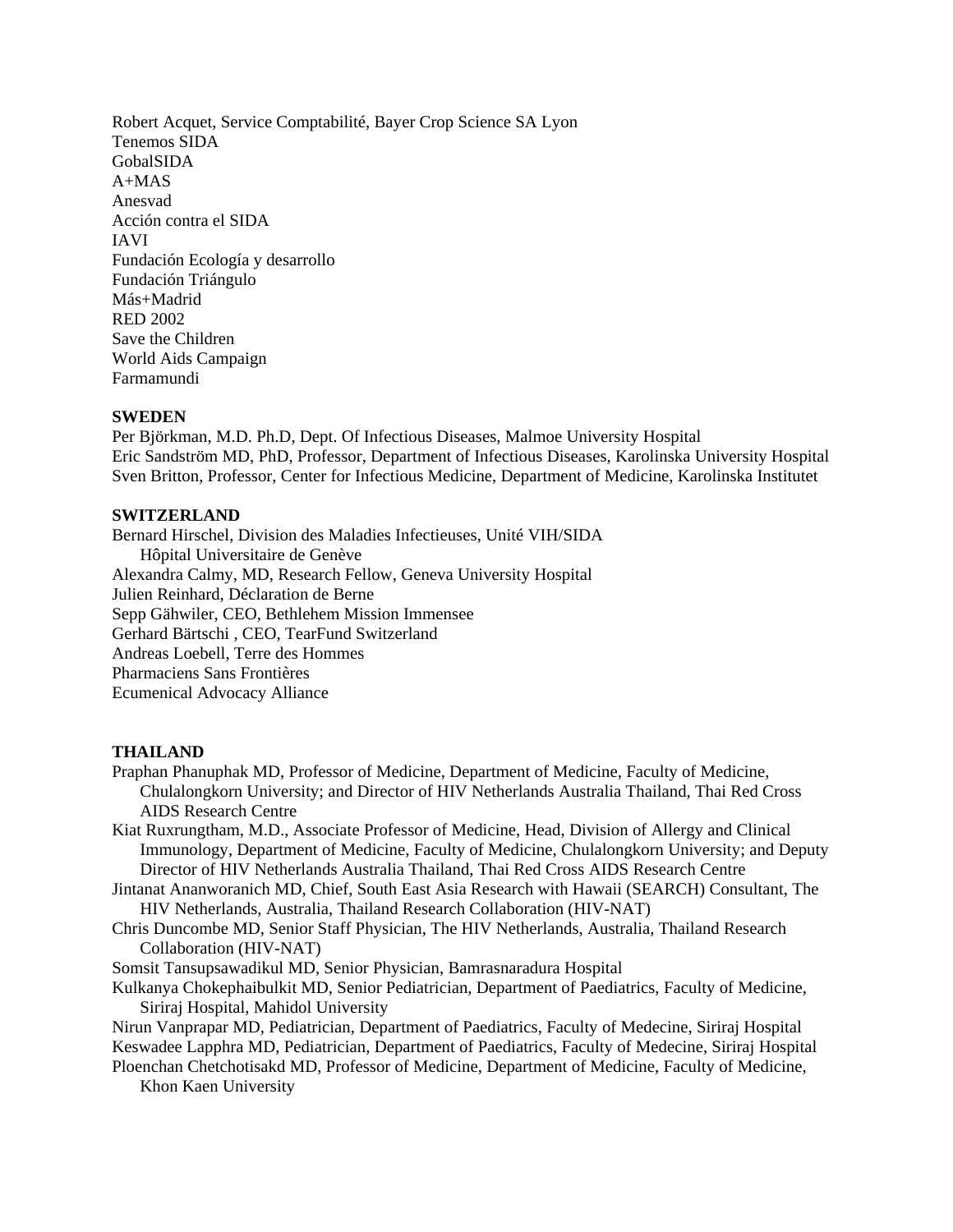Robert Acquet, Service Comptabilité, Bayer Crop Science SA Lyon
Tenemos SIDA
GobalSIDA
A+MAS
Anesvad
Acción contra el SIDA
IAVI
Fundación Ecología y desarrollo
Fundación Triángulo
Más+Madrid
RED 2002
Save the Children
World Aids Campaign
Farmamundi

**SWEDEN**
Per Björkman, M.D. Ph.D, Dept. Of Infectious Diseases, Malmoe University Hospital
Eric Sandström MD, PhD, Professor, Department of Infectious Diseases, Karolinska University Hospital
Sven Britton, Professor, Center for Infectious Medicine, Department of Medicine, Karolinska Institutet

**SWITZERLAND**
Bernard Hirschel, Division des Maladies Infectieuses, Unité VIH/SIDA Hôpital Universitaire de Genève
Alexandra Calmy, MD, Research Fellow, Geneva University Hospital
Julien Reinhard, Déclaration de Berne
Sepp Gähwiler, CEO, Bethlehem Mission Immensee
Gerhard Bärtschi , CEO, TearFund Switzerland
Andreas Loebell, Terre des Hommes
Pharmaciens Sans Frontières
Ecumenical Advocacy Alliance

**THAILAND**
Praphan Phanuphak MD, Professor of Medicine, Department of Medicine, Faculty of Medicine, Chulalongkorn University; and Director of HIV Netherlands Australia Thailand, Thai Red Cross AIDS Research Centre
Kiat Ruxrungtham, M.D., Associate Professor of Medicine, Head, Division of Allergy and Clinical Immunology, Department of Medicine, Faculty of Medicine, Chulalongkorn University; and Deputy Director of HIV Netherlands Australia Thailand, Thai Red Cross AIDS Research Centre
Jintanat Ananworanich MD, Chief, South East Asia Research with Hawaii (SEARCH) Consultant, The HIV Netherlands, Australia, Thailand Research Collaboration (HIV-NAT)
Chris Duncombe MD, Senior Staff Physician, The HIV Netherlands, Australia, Thailand Research Collaboration (HIV-NAT)
Somsit Tansupsawadikul MD, Senior Physician, Bamrasnaradura Hospital
Kulkanya Chokephaibulkit MD, Senior Pediatrician, Department of Paediatrics, Faculty of Medicine, Siriraj Hospital, Mahidol University
Nirun Vanprapar MD, Pediatrician, Department of Paediatrics, Faculty of Medecine, Siriraj Hospital
Keswadee Lapphra MD, Pediatrician, Department of Paediatrics, Faculty of Medecine, Siriraj Hospital
Ploenchan Chetchotisakd MD, Professor of Medicine, Department of Medicine, Faculty of Medicine, Khon Kaen University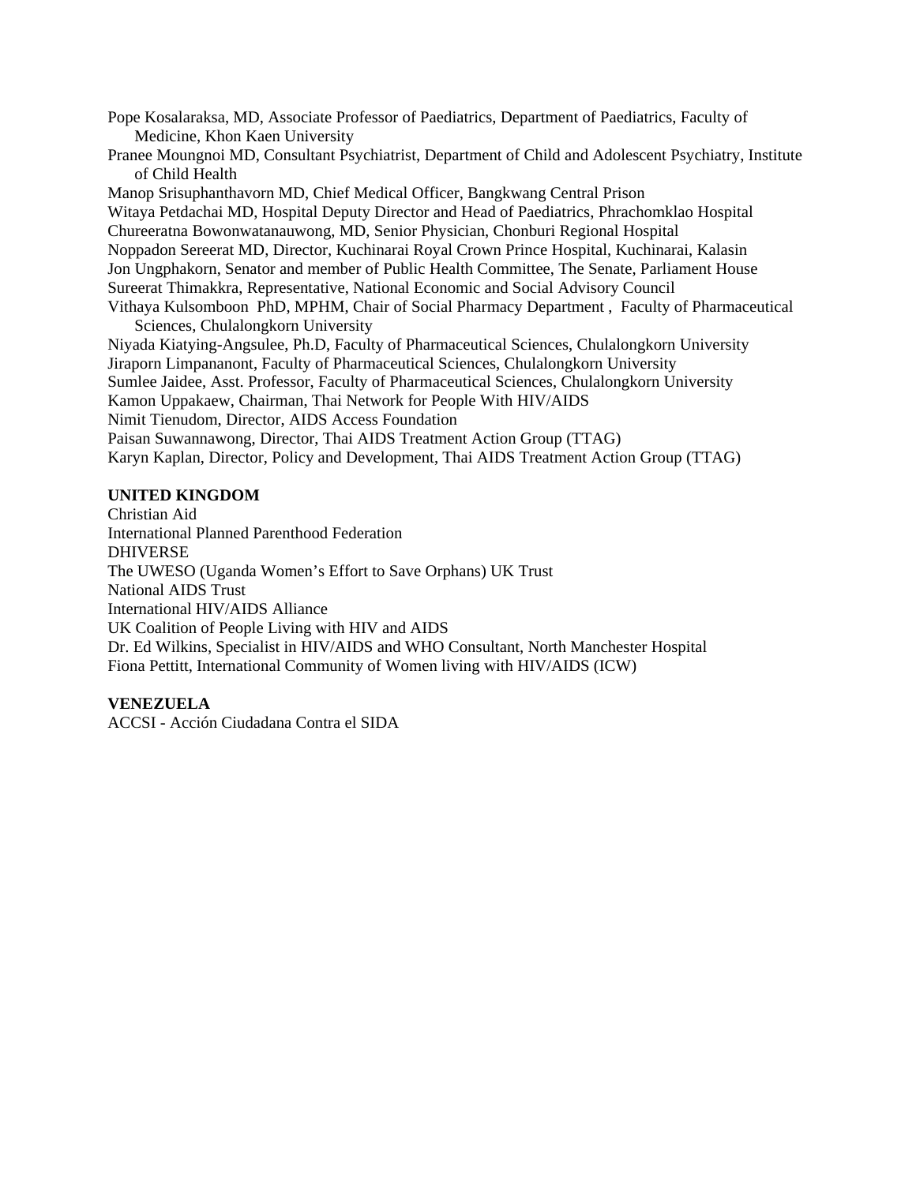Pope Kosalaraksa, MD, Associate Professor of Paediatrics, Department of Paediatrics, Faculty of Medicine, Khon Kaen University
Pranee Moungnoi MD, Consultant Psychiatrist, Department of Child and Adolescent Psychiatry, Institute of Child Health
Manop Srisuphanthavorn MD, Chief Medical Officer, Bangkwang Central Prison
Witaya Petdachai MD, Hospital Deputy Director and Head of Paediatrics, Phrachomklao Hospital
Chureeratna Bowonwatanauwong, MD, Senior Physician, Chonburi Regional Hospital
Noppadon Sereerat MD, Director, Kuchinarai Royal Crown Prince Hospital, Kuchinarai, Kalasin
Jon Ungphakorn, Senator and member of Public Health Committee, The Senate, Parliament House
Sureerat Thimakkra, Representative, National Economic and Social Advisory Council
Vithaya Kulsomboon PhD, MPHM, Chair of Social Pharmacy Department , Faculty of Pharmaceutical Sciences, Chulalongkorn University
Niyada Kiatying-Angsulee, Ph.D, Faculty of Pharmaceutical Sciences, Chulalongkorn University
Jiraporn Limpananont, Faculty of Pharmaceutical Sciences, Chulalongkorn University
Sumlee Jaidee, Asst. Professor, Faculty of Pharmaceutical Sciences, Chulalongkorn University
Kamon Uppakaew, Chairman, Thai Network for People With HIV/AIDS
Nimit Tienudom, Director, AIDS Access Foundation
Paisan Suwannawong, Director, Thai AIDS Treatment Action Group (TTAG)
Karyn Kaplan, Director, Policy and Development, Thai AIDS Treatment Action Group (TTAG)

**UNITED KINGDOM**
Christian Aid
International Planned Parenthood Federation
DHIVERSE
The UWESO (Uganda Women's Effort to Save Orphans) UK Trust
National AIDS Trust
International HIV/AIDS Alliance
UK Coalition of People Living with HIV and AIDS
Dr. Ed Wilkins, Specialist in HIV/AIDS and WHO Consultant, North Manchester Hospital
Fiona Pettitt, International Community of Women living with HIV/AIDS (ICW)

**VENEZUELA**
ACCSI - Acción Ciudadana Contra el SIDA